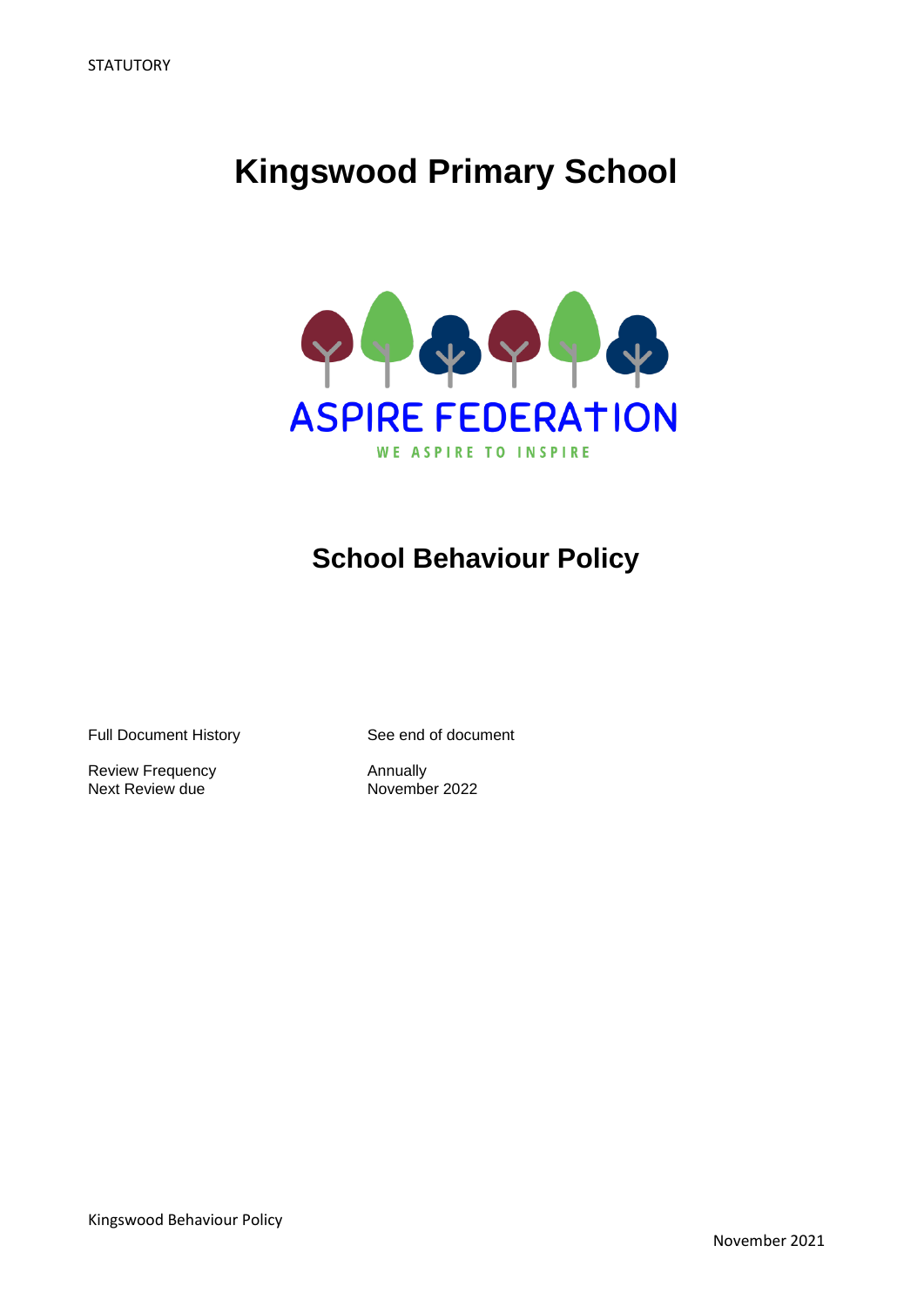STATUTORY

# Kingswood Primary School

ASPIRE FEDERATION

WE ASPIRE TO INSPIRE

## School Behaviour Policy

| | |
|---|---|
| Full Document History | See end of document |
| Review Frequency | Annually |
| Next Review due | November 2022 |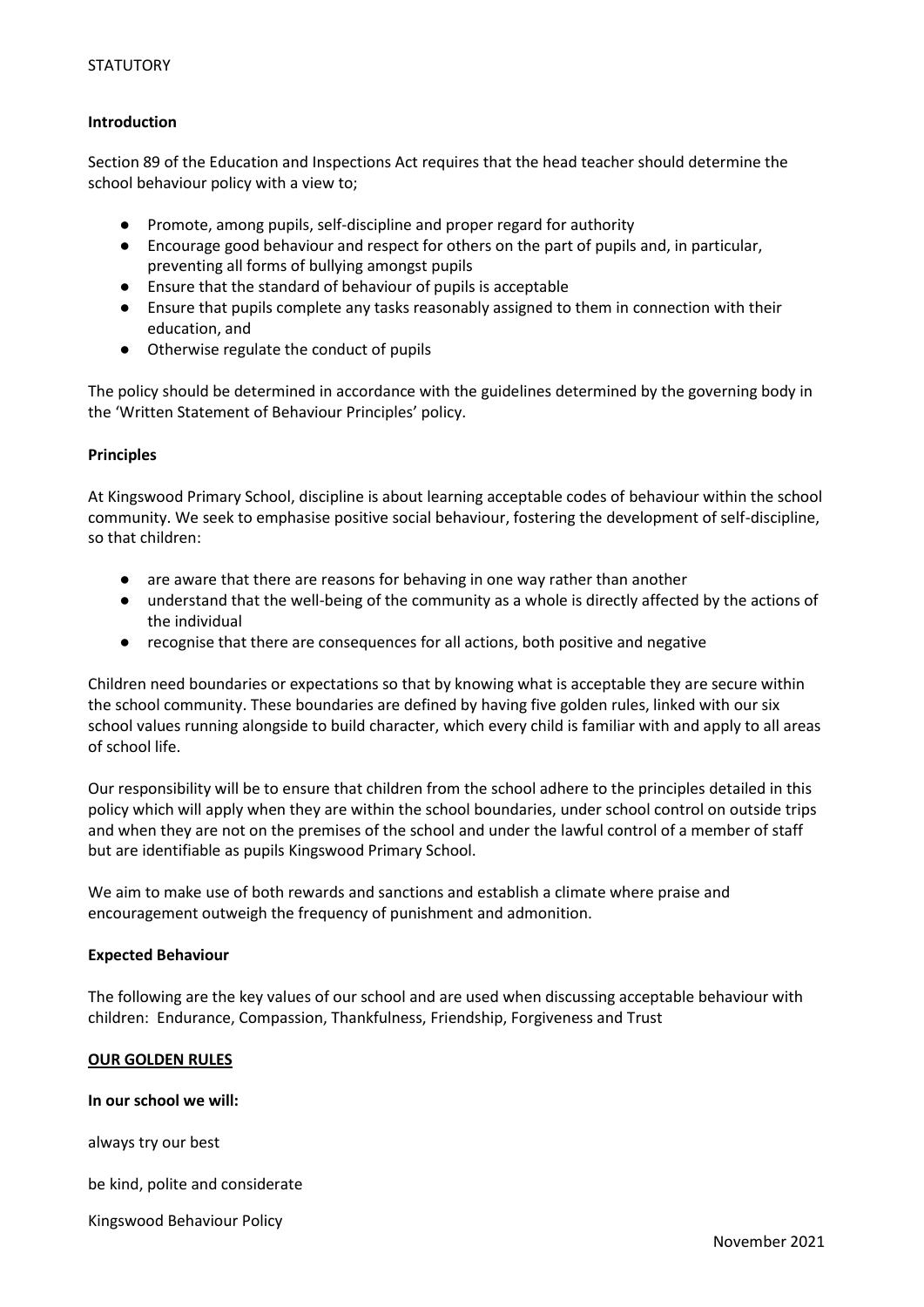STATUTORY

**Introduction**

Section 89 of the Education and Inspections Act requires that the head teacher should determine the school behaviour policy with a view to;

- Promote, among pupils, self-discipline and proper regard for authority
- Encourage good behaviour and respect for others on the part of pupils and, in particular, preventing all forms of bullying amongst pupils
- Ensure that the standard of behaviour of pupils is acceptable
- Ensure that pupils complete any tasks reasonably assigned to them in connection with their education, and
- Otherwise regulate the conduct of pupils

The policy should be determined in accordance with the guidelines determined by the governing body in the 'Written Statement of Behaviour Principles' policy.

**Principles**

At Kingswood Primary School, discipline is about learning acceptable codes of behaviour within the school community. We seek to emphasise positive social behaviour, fostering the development of self-discipline, so that children:

- are aware that there are reasons for behaving in one way rather than another
- understand that the well-being of the community as a whole is directly affected by the actions of the individual
- recognise that there are consequences for all actions, both positive and negative

Children need boundaries or expectations so that by knowing what is acceptable they are secure within the school community. These boundaries are defined by having five golden rules, linked with our six school values running alongside to build character, which every child is familiar with and apply to all areas of school life.

Our responsibility will be to ensure that children from the school adhere to the principles detailed in this policy which will apply when they are within the school boundaries, under school control on outside trips and when they are not on the premises of the school and under the lawful control of a member of staff but are identifiable as pupils Kingswood Primary School.

We aim to make use of both rewards and sanctions and establish a climate where praise and encouragement outweigh the frequency of punishment and admonition.

**Expected Behaviour**

The following are the key values of our school and are used when discussing acceptable behaviour with children: Endurance, Compassion, Thankfulness, Friendship, Forgiveness and Trust

**OUR GOLDEN RULES**

**In our school we will:**

always try our best

be kind, polite and considerate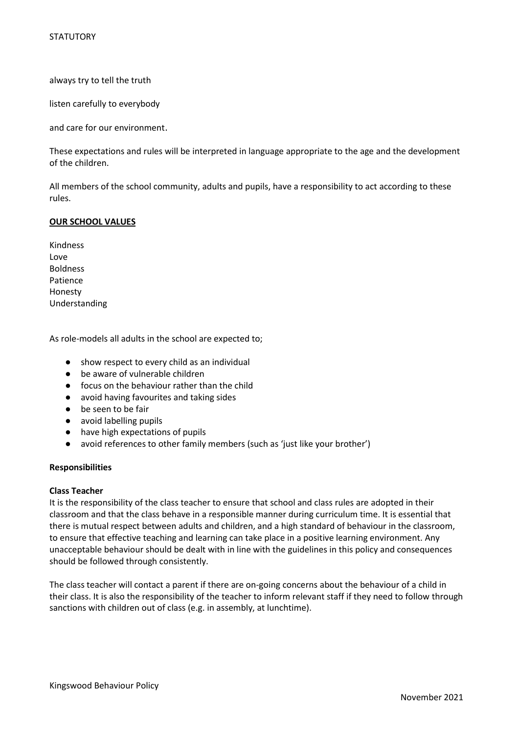always try to tell the truth

listen carefully to everybody

and care for our environment.

These expectations and rules will be interpreted in language appropriate to the age and the development of the children.

All members of the school community, adults and pupils, have a responsibility to act according to these rules.

**OUR SCHOOL VALUES**

Kindness
Love
Boldness
Patience
Honesty
Understanding

As role-models all adults in the school are expected to;

- show respect to every child as an individual
- be aware of vulnerable children
- focus on the behaviour rather than the child
- avoid having favourites and taking sides
- be seen to be fair
- avoid labelling pupils
- have high expectations of pupils
- avoid references to other family members (such as 'just like your brother')

**Responsibilities**

**Class Teacher**

It is the responsibility of the class teacher to ensure that school and class rules are adopted in their classroom and that the class behave in a responsible manner during curriculum time. It is essential that there is mutual respect between adults and children, and a high standard of behaviour in the classroom, to ensure that effective teaching and learning can take place in a positive learning environment. Any unacceptable behaviour should be dealt with in line with the guidelines in this policy and consequences should be followed through consistently.

The class teacher will contact a parent if there are on-going concerns about the behaviour of a child in their class. It is also the responsibility of the teacher to inform relevant staff if they need to follow through sanctions with children out of class (e.g. in assembly, at lunchtime).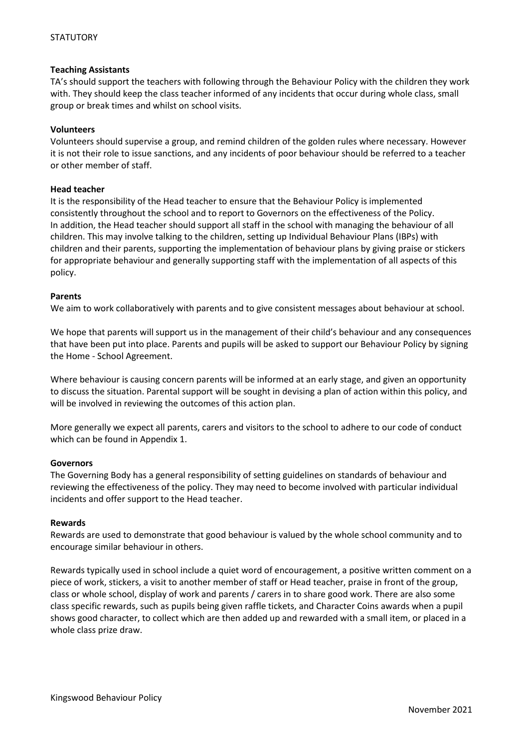**Teaching Assistants**
TA's should support the teachers with following through the Behaviour Policy with the children they work with. They should keep the class teacher informed of any incidents that occur during whole class, small group or break times and whilst on school visits.

**Volunteers**
Volunteers should supervise a group, and remind children of the golden rules where necessary. However it is not their role to issue sanctions, and any incidents of poor behaviour should be referred to a teacher or other member of staff.

**Head teacher**
It is the responsibility of the Head teacher to ensure that the Behaviour Policy is implemented consistently throughout the school and to report to Governors on the effectiveness of the Policy.
In addition, the Head teacher should support all staff in the school with managing the behaviour of all children. This may involve talking to the children, setting up Individual Behaviour Plans (IBPs) with children and their parents, supporting the implementation of behaviour plans by giving praise or stickers for appropriate behaviour and generally supporting staff with the implementation of all aspects of this policy.

**Parents**
We aim to work collaboratively with parents and to give consistent messages about behaviour at school.

We hope that parents will support us in the management of their child's behaviour and any consequences that have been put into place. Parents and pupils will be asked to support our Behaviour Policy by signing the Home - School Agreement.

Where behaviour is causing concern parents will be informed at an early stage, and given an opportunity to discuss the situation. Parental support will be sought in devising a plan of action within this policy, and will be involved in reviewing the outcomes of this action plan.

More generally we expect all parents, carers and visitors to the school to adhere to our code of conduct which can be found in Appendix 1.

**Governors**
The Governing Body has a general responsibility of setting guidelines on standards of behaviour and reviewing the effectiveness of the policy. They may need to become involved with particular individual incidents and offer support to the Head teacher.

**Rewards**
Rewards are used to demonstrate that good behaviour is valued by the whole school community and to encourage similar behaviour in others.

Rewards typically used in school include a quiet word of encouragement, a positive written comment on a piece of work, stickers, a visit to another member of staff or Head teacher, praise in front of the group, class or whole school, display of work and parents / carers in to share good work. There are also some class specific rewards, such as pupils being given raffle tickets, and Character Coins awards when a pupil shows good character, to collect which are then added up and rewarded with a small item, or placed in a whole class prize draw.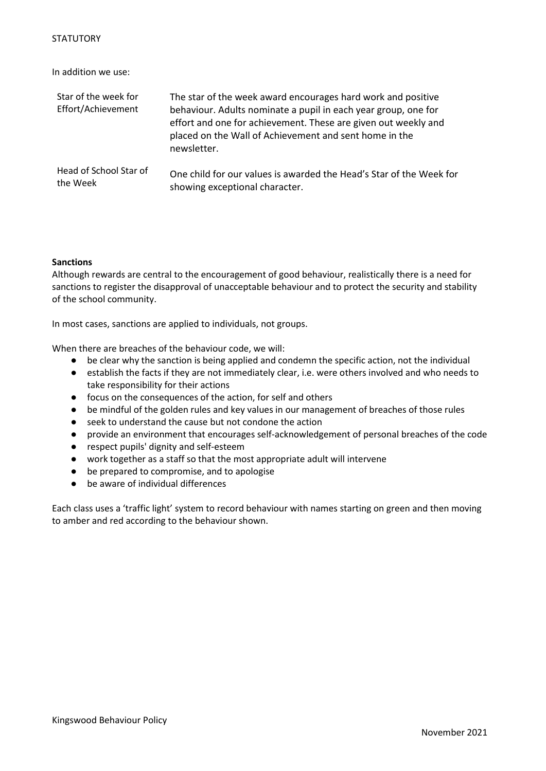In addition we use:

| | |
|---|---|
| Star of the week for Effort/Achievement | The star of the week award encourages hard work and positive behaviour. Adults nominate a pupil in each year group, one for effort and one for achievement. These are given out weekly and placed on the Wall of Achievement and sent home in the newsletter. |
| Head of School Star of the Week | One child for our values is awarded the Head's Star of the Week for showing exceptional character. |

**Sanctions**

Although rewards are central to the encouragement of good behaviour, realistically there is a need for sanctions to register the disapproval of unacceptable behaviour and to protect the security and stability of the school community.

In most cases, sanctions are applied to individuals, not groups.

When there are breaches of the behaviour code, we will:

- be clear why the sanction is being applied and condemn the specific action, not the individual
- establish the facts if they are not immediately clear, i.e. were others involved and who needs to take responsibility for their actions
- focus on the consequences of the action, for self and others
- be mindful of the golden rules and key values in our management of breaches of those rules
- seek to understand the cause but not condone the action
- provide an environment that encourages self-acknowledgement of personal breaches of the code
- respect pupils' dignity and self-esteem
- work together as a staff so that the most appropriate adult will intervene
- be prepared to compromise, and to apologise
- be aware of individual differences

Each class uses a 'traffic light' system to record behaviour with names starting on green and then moving to amber and red according to the behaviour shown.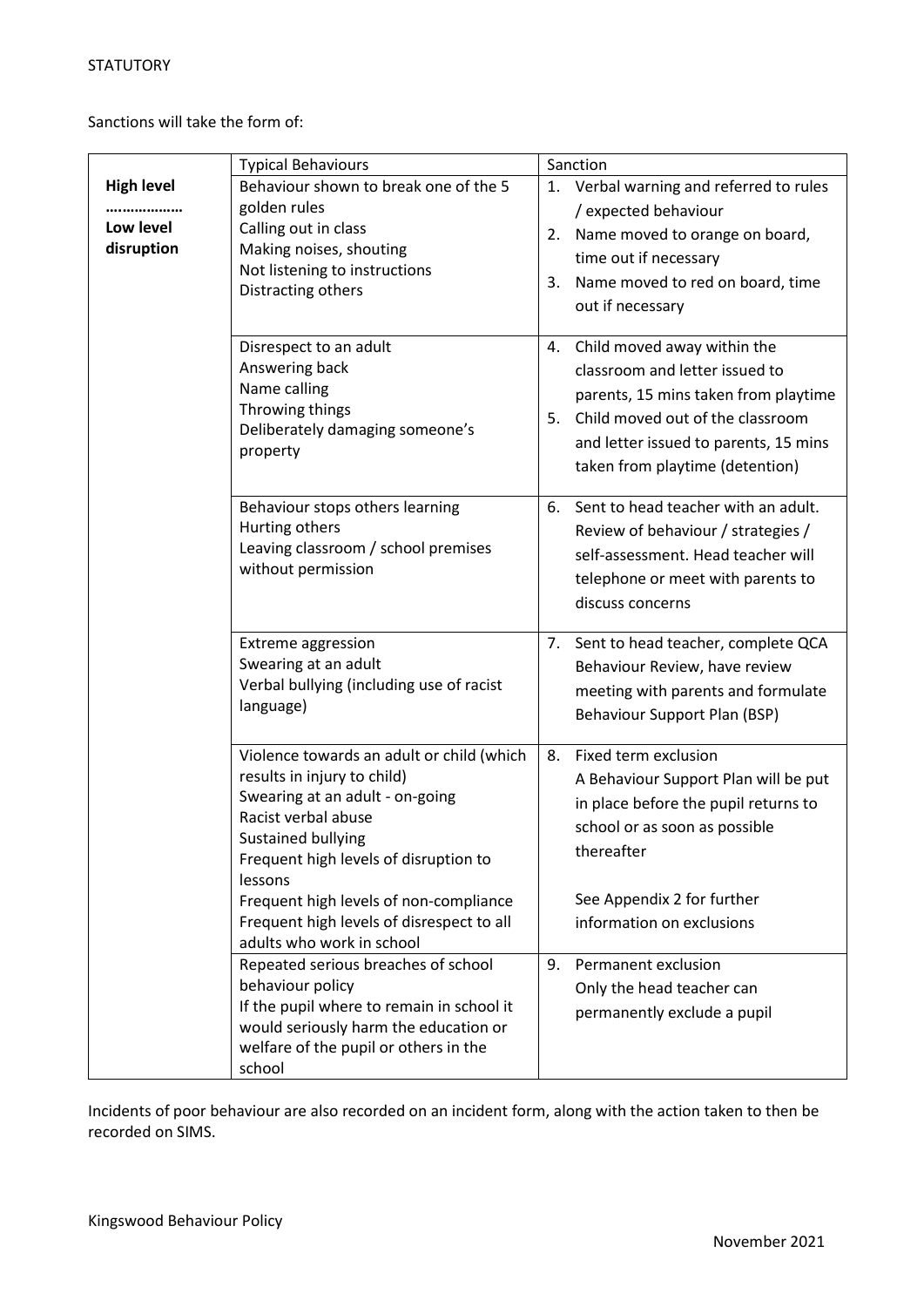STATUTORY

Sanctions will take the form of:

| | Typical Behaviours | Sanction |
|---|---|---|
| **High level …………….. Low level disruption** | Behaviour shown to break one of the 5 golden rules<br>Calling out in class<br>Making noises, shouting<br>Not listening to instructions<br>Distracting others | 1. Verbal warning and referred to rules / expected behaviour<br>2. Name moved to orange on board, time out if necessary<br>3. Name moved to red on board, time out if necessary |
| | Disrespect to an adult<br>Answering back<br>Name calling<br>Throwing things<br>Deliberately damaging someone's property | 4. Child moved away within the classroom and letter issued to parents, 15 mins taken from playtime<br>5. Child moved out of the classroom and letter issued to parents, 15 mins taken from playtime (detention) |
| | Behaviour stops others learning<br>Hurting others<br>Leaving classroom / school premises without permission | 6. Sent to head teacher with an adult. Review of behaviour / strategies / self-assessment. Head teacher will telephone or meet with parents to discuss concerns |
| | Extreme aggression<br>Swearing at an adult<br>Verbal bullying (including use of racist language) | 7. Sent to head teacher, complete QCA Behaviour Review, have review meeting with parents and formulate Behaviour Support Plan (BSP) |
| | Violence towards an adult or child (which results in injury to child)<br>Swearing at an adult - on-going<br>Racist verbal abuse<br>Sustained bullying<br>Frequent high levels of disruption to lessons<br>Frequent high levels of non-compliance<br>Frequent high levels of disrespect to all adults who work in school | 8. Fixed term exclusion<br>A Behaviour Support Plan will be put in place before the pupil returns to school or as soon as possible thereafter<br><br>See Appendix 2 for further information on exclusions |
| | Repeated serious breaches of school behaviour policy<br>If the pupil where to remain in school it would seriously harm the education or welfare of the pupil or others in the school | 9. Permanent exclusion<br>Only the head teacher can permanently exclude a pupil |

Incidents of poor behaviour are also recorded on an incident form, along with the action taken to then be recorded on SIMS.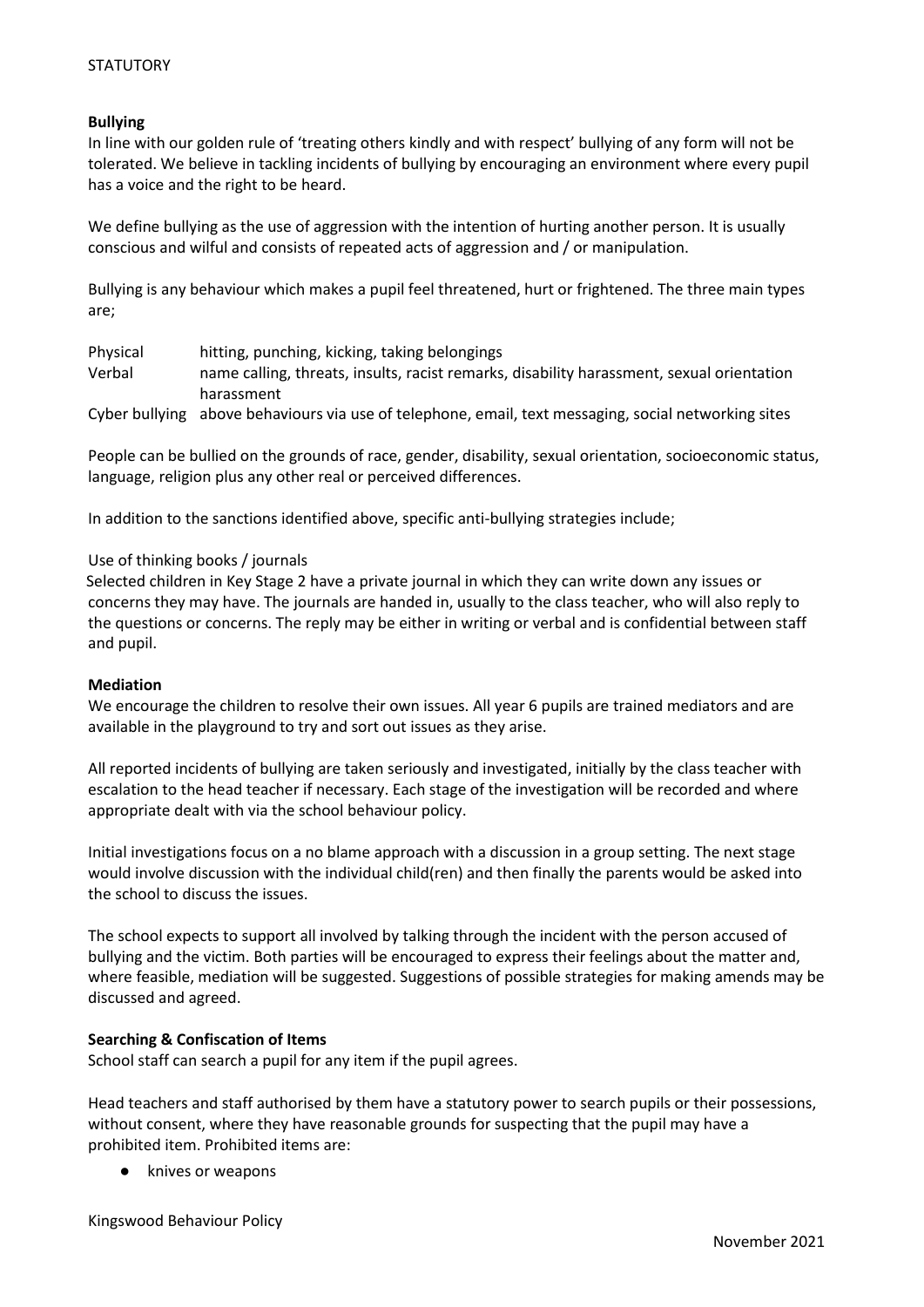STATUTORY

**Bullying**

In line with our golden rule of 'treating others kindly and with respect' bullying of any form will not be tolerated. We believe in tackling incidents of bullying by encouraging an environment where every pupil has a voice and the right to be heard.

We define bullying as the use of aggression with the intention of hurting another person. It is usually conscious and wilful and consists of repeated acts of aggression and / or manipulation.

Bullying is any behaviour which makes a pupil feel threatened, hurt or frightened. The three main types are;

| | |
|---|---|
| Physical | hitting, punching, kicking, taking belongings |
| Verbal | name calling, threats, insults, racist remarks, disability harassment, sexual orientation harassment |
| Cyber bullying | above behaviours via use of telephone, email, text messaging, social networking sites |

People can be bullied on the grounds of race, gender, disability, sexual orientation, socioeconomic status, language, religion plus any other real or perceived differences.

In addition to the sanctions identified above, specific anti-bullying strategies include;

Use of thinking books / journals

Selected children in Key Stage 2 have a private journal in which they can write down any issues or concerns they may have. The journals are handed in, usually to the class teacher, who will also reply to the questions or concerns. The reply may be either in writing or verbal and is confidential between staff and pupil.

**Mediation**

We encourage the children to resolve their own issues. All year 6 pupils are trained mediators and are available in the playground to try and sort out issues as they arise.

All reported incidents of bullying are taken seriously and investigated, initially by the class teacher with escalation to the head teacher if necessary. Each stage of the investigation will be recorded and where appropriate dealt with via the school behaviour policy.

Initial investigations focus on a no blame approach with a discussion in a group setting. The next stage would involve discussion with the individual child(ren) and then finally the parents would be asked into the school to discuss the issues.

The school expects to support all involved by talking through the incident with the person accused of bullying and the victim. Both parties will be encouraged to express their feelings about the matter and, where feasible, mediation will be suggested. Suggestions of possible strategies for making amends may be discussed and agreed.

**Searching & Confiscation of Items**

School staff can search a pupil for any item if the pupil agrees.

Head teachers and staff authorised by them have a statutory power to search pupils or their possessions, without consent, where they have reasonable grounds for suspecting that the pupil may have a prohibited item. Prohibited items are:

- knives or weapons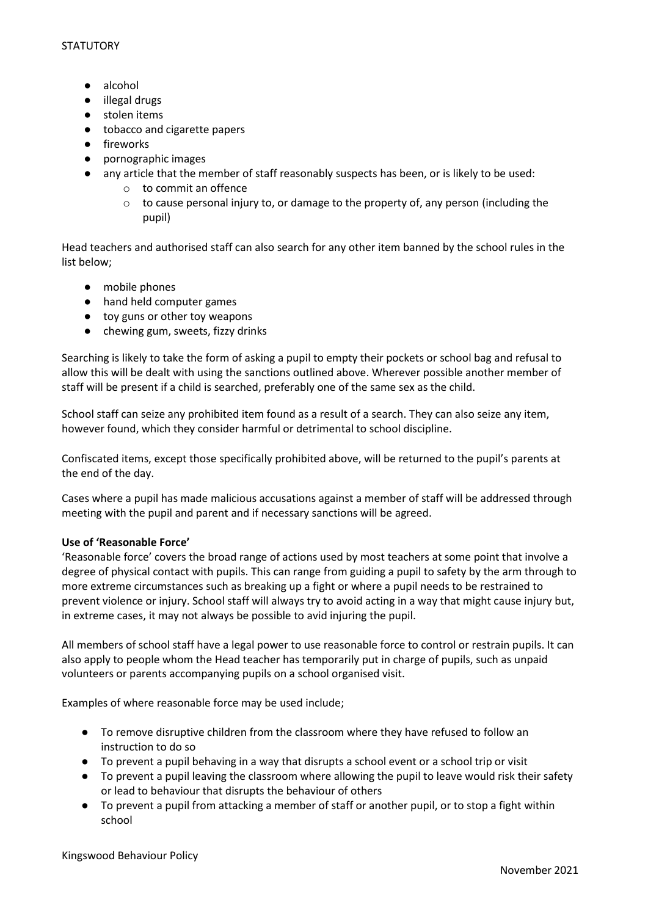- alcohol
- illegal drugs
- stolen items
- tobacco and cigarette papers
- fireworks
- pornographic images
- any article that the member of staff reasonably suspects has been, or is likely to be used:
  - to commit an offence
  - to cause personal injury to, or damage to the property of, any person (including the pupil)

Head teachers and authorised staff can also search for any other item banned by the school rules in the list below;

- mobile phones
- hand held computer games
- toy guns or other toy weapons
- chewing gum, sweets, fizzy drinks

Searching is likely to take the form of asking a pupil to empty their pockets or school bag and refusal to allow this will be dealt with using the sanctions outlined above. Wherever possible another member of staff will be present if a child is searched, preferably one of the same sex as the child.

School staff can seize any prohibited item found as a result of a search. They can also seize any item, however found, which they consider harmful or detrimental to school discipline.

Confiscated items, except those specifically prohibited above, will be returned to the pupil's parents at the end of the day.

Cases where a pupil has made malicious accusations against a member of staff will be addressed through meeting with the pupil and parent and if necessary sanctions will be agreed.

**Use of 'Reasonable Force'**

'Reasonable force' covers the broad range of actions used by most teachers at some point that involve a degree of physical contact with pupils. This can range from guiding a pupil to safety by the arm through to more extreme circumstances such as breaking up a fight or where a pupil needs to be restrained to prevent violence or injury. School staff will always try to avoid acting in a way that might cause injury but, in extreme cases, it may not always be possible to avid injuring the pupil.

All members of school staff have a legal power to use reasonable force to control or restrain pupils. It can also apply to people whom the Head teacher has temporarily put in charge of pupils, such as unpaid volunteers or parents accompanying pupils on a school organised visit.

Examples of where reasonable force may be used include;

- To remove disruptive children from the classroom where they have refused to follow an instruction to do so
- To prevent a pupil behaving in a way that disrupts a school event or a school trip or visit
- To prevent a pupil leaving the classroom where allowing the pupil to leave would risk their safety or lead to behaviour that disrupts the behaviour of others
- To prevent a pupil from attacking a member of staff or another pupil, or to stop a fight within school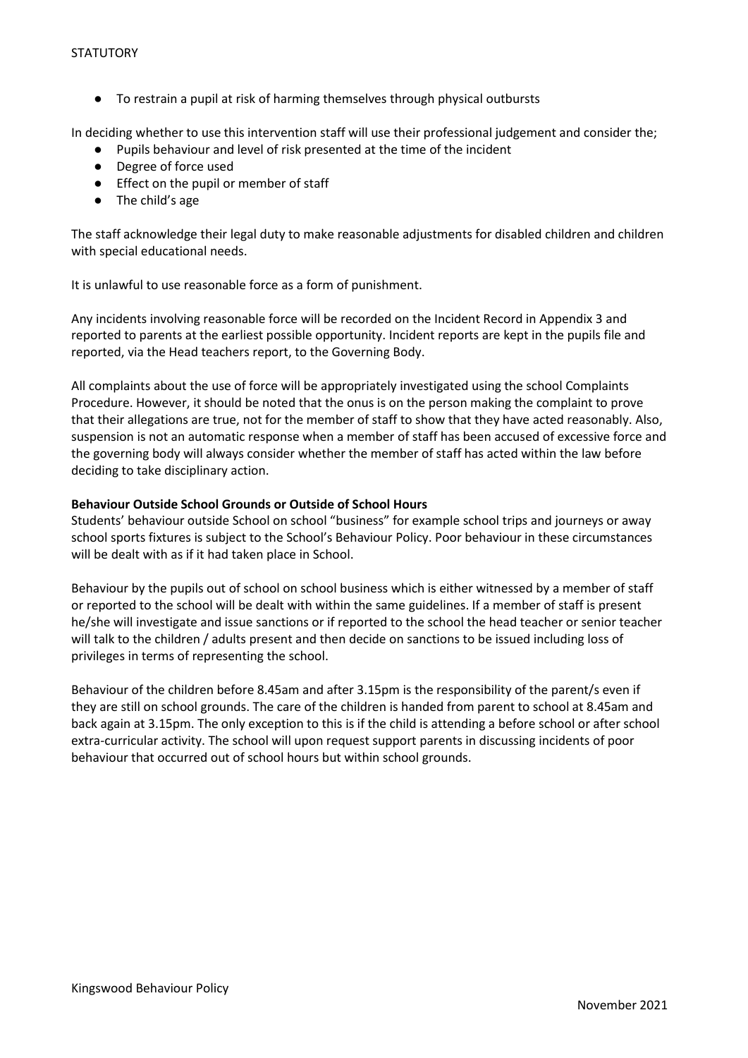- To restrain a pupil at risk of harming themselves through physical outbursts

In deciding whether to use this intervention staff will use their professional judgement and consider the;

- Pupils behaviour and level of risk presented at the time of the incident
- Degree of force used
- Effect on the pupil or member of staff
- The child's age

The staff acknowledge their legal duty to make reasonable adjustments for disabled children and children with special educational needs.

It is unlawful to use reasonable force as a form of punishment.

Any incidents involving reasonable force will be recorded on the Incident Record in Appendix 3 and reported to parents at the earliest possible opportunity. Incident reports are kept in the pupils file and reported, via the Head teachers report, to the Governing Body.

All complaints about the use of force will be appropriately investigated using the school Complaints Procedure. However, it should be noted that the onus is on the person making the complaint to prove that their allegations are true, not for the member of staff to show that they have acted reasonably. Also, suspension is not an automatic response when a member of staff has been accused of excessive force and the governing body will always consider whether the member of staff has acted within the law before deciding to take disciplinary action.

**Behaviour Outside School Grounds or Outside of School Hours**

Students' behaviour outside School on school "business" for example school trips and journeys or away school sports fixtures is subject to the School's Behaviour Policy. Poor behaviour in these circumstances will be dealt with as if it had taken place in School.

Behaviour by the pupils out of school on school business which is either witnessed by a member of staff or reported to the school will be dealt with within the same guidelines. If a member of staff is present he/she will investigate and issue sanctions or if reported to the school the head teacher or senior teacher will talk to the children / adults present and then decide on sanctions to be issued including loss of privileges in terms of representing the school.

Behaviour of the children before 8.45am and after 3.15pm is the responsibility of the parent/s even if they are still on school grounds. The care of the children is handed from parent to school at 8.45am and back again at 3.15pm. The only exception to this is if the child is attending a before school or after school extra-curricular activity. The school will upon request support parents in discussing incidents of poor behaviour that occurred out of school hours but within school grounds.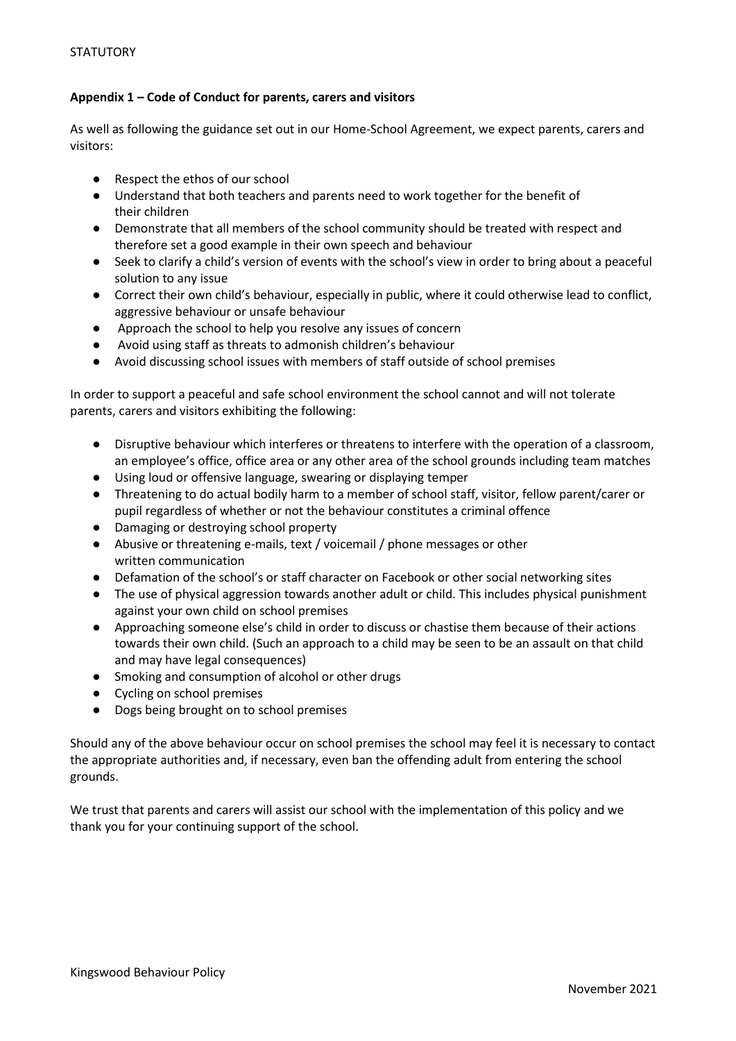**Appendix 1 – Code of Conduct for parents, carers and visitors**

As well as following the guidance set out in our Home-School Agreement, we expect parents, carers and visitors:

- Respect the ethos of our school
- Understand that both teachers and parents need to work together for the benefit of their children
- Demonstrate that all members of the school community should be treated with respect and therefore set a good example in their own speech and behaviour
- Seek to clarify a child's version of events with the school's view in order to bring about a peaceful solution to any issue
- Correct their own child's behaviour, especially in public, where it could otherwise lead to conflict, aggressive behaviour or unsafe behaviour
- Approach the school to help you resolve any issues of concern
- Avoid using staff as threats to admonish children's behaviour
- Avoid discussing school issues with members of staff outside of school premises

In order to support a peaceful and safe school environment the school cannot and will not tolerate parents, carers and visitors exhibiting the following:

- Disruptive behaviour which interferes or threatens to interfere with the operation of a classroom, an employee's office, office area or any other area of the school grounds including team matches
- Using loud or offensive language, swearing or displaying temper
- Threatening to do actual bodily harm to a member of school staff, visitor, fellow parent/carer or pupil regardless of whether or not the behaviour constitutes a criminal offence
- Damaging or destroying school property
- Abusive or threatening e-mails, text / voicemail / phone messages or other written communication
- Defamation of the school's or staff character on Facebook or other social networking sites
- The use of physical aggression towards another adult or child. This includes physical punishment against your own child on school premises
- Approaching someone else's child in order to discuss or chastise them because of their actions towards their own child. (Such an approach to a child may be seen to be an assault on that child and may have legal consequences)
- Smoking and consumption of alcohol or other drugs
- Cycling on school premises
- Dogs being brought on to school premises

Should any of the above behaviour occur on school premises the school may feel it is necessary to contact the appropriate authorities and, if necessary, even ban the offending adult from entering the school grounds.

We trust that parents and carers will assist our school with the implementation of this policy and we thank you for your continuing support of the school.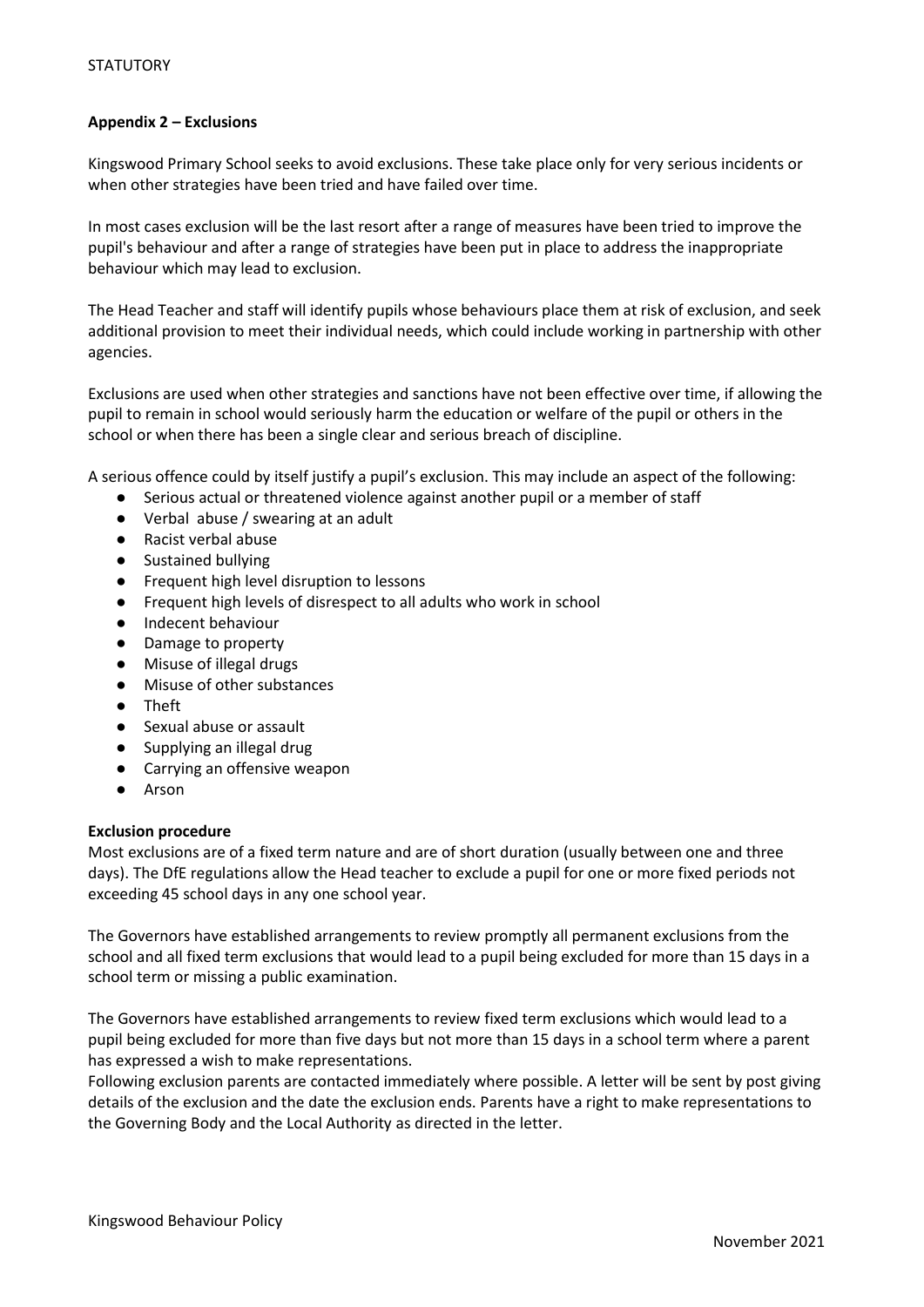**Appendix 2 – Exclusions**

Kingswood Primary School seeks to avoid exclusions. These take place only for very serious incidents or when other strategies have been tried and have failed over time.

In most cases exclusion will be the last resort after a range of measures have been tried to improve the pupil's behaviour and after a range of strategies have been put in place to address the inappropriate behaviour which may lead to exclusion.

The Head Teacher and staff will identify pupils whose behaviours place them at risk of exclusion, and seek additional provision to meet their individual needs, which could include working in partnership with other agencies.

Exclusions are used when other strategies and sanctions have not been effective over time, if allowing the pupil to remain in school would seriously harm the education or welfare of the pupil or others in the school or when there has been a single clear and serious breach of discipline.

A serious offence could by itself justify a pupil's exclusion. This may include an aspect of the following:

- Serious actual or threatened violence against another pupil or a member of staff
- Verbal abuse / swearing at an adult
- Racist verbal abuse
- Sustained bullying
- Frequent high level disruption to lessons
- Frequent high levels of disrespect to all adults who work in school
- Indecent behaviour
- Damage to property
- Misuse of illegal drugs
- Misuse of other substances
- Theft
- Sexual abuse or assault
- Supplying an illegal drug
- Carrying an offensive weapon
- Arson

**Exclusion procedure**

Most exclusions are of a fixed term nature and are of short duration (usually between one and three days). The DfE regulations allow the Head teacher to exclude a pupil for one or more fixed periods not exceeding 45 school days in any one school year.

The Governors have established arrangements to review promptly all permanent exclusions from the school and all fixed term exclusions that would lead to a pupil being excluded for more than 15 days in a school term or missing a public examination.

The Governors have established arrangements to review fixed term exclusions which would lead to a pupil being excluded for more than five days but not more than 15 days in a school term where a parent has expressed a wish to make representations.

Following exclusion parents are contacted immediately where possible. A letter will be sent by post giving details of the exclusion and the date the exclusion ends. Parents have a right to make representations to the Governing Body and the Local Authority as directed in the letter.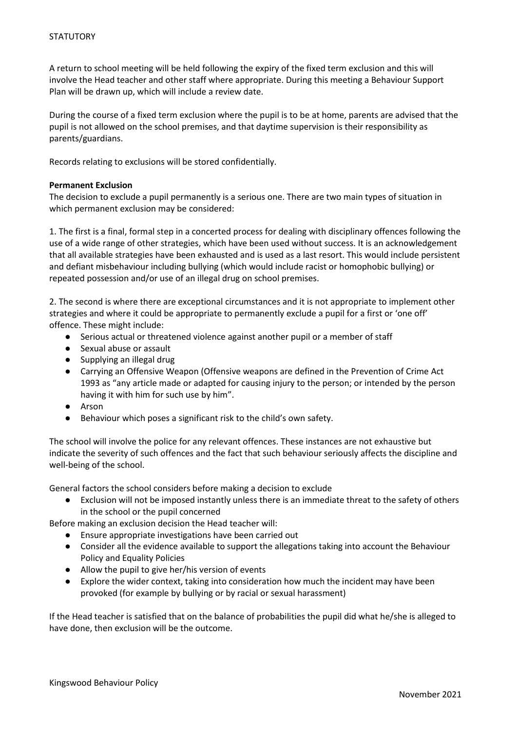A return to school meeting will be held following the expiry of the fixed term exclusion and this will involve the Head teacher and other staff where appropriate. During this meeting a Behaviour Support Plan will be drawn up, which will include a review date.

During the course of a fixed term exclusion where the pupil is to be at home, parents are advised that the pupil is not allowed on the school premises, and that daytime supervision is their responsibility as parents/guardians.

Records relating to exclusions will be stored confidentially.

**Permanent Exclusion**

The decision to exclude a pupil permanently is a serious one. There are two main types of situation in which permanent exclusion may be considered:

1. The first is a final, formal step in a concerted process for dealing with disciplinary offences following the use of a wide range of other strategies, which have been used without success. It is an acknowledgement that all available strategies have been exhausted and is used as a last resort. This would include persistent and defiant misbehaviour including bullying (which would include racist or homophobic bullying) or repeated possession and/or use of an illegal drug on school premises.

2. The second is where there are exceptional circumstances and it is not appropriate to implement other strategies and where it could be appropriate to permanently exclude a pupil for a first or 'one off' offence. These might include:

- Serious actual or threatened violence against another pupil or a member of staff
- Sexual abuse or assault
- Supplying an illegal drug
- Carrying an Offensive Weapon (Offensive weapons are defined in the Prevention of Crime Act 1993 as "any article made or adapted for causing injury to the person; or intended by the person having it with him for such use by him".
- Arson
- Behaviour which poses a significant risk to the child's own safety.

The school will involve the police for any relevant offences. These instances are not exhaustive but indicate the severity of such offences and the fact that such behaviour seriously affects the discipline and well-being of the school.

General factors the school considers before making a decision to exclude

- Exclusion will not be imposed instantly unless there is an immediate threat to the safety of others in the school or the pupil concerned

Before making an exclusion decision the Head teacher will:

- Ensure appropriate investigations have been carried out
- Consider all the evidence available to support the allegations taking into account the Behaviour Policy and Equality Policies
- Allow the pupil to give her/his version of events
- Explore the wider context, taking into consideration how much the incident may have been provoked (for example by bullying or by racial or sexual harassment)

If the Head teacher is satisfied that on the balance of probabilities the pupil did what he/she is alleged to have done, then exclusion will be the outcome.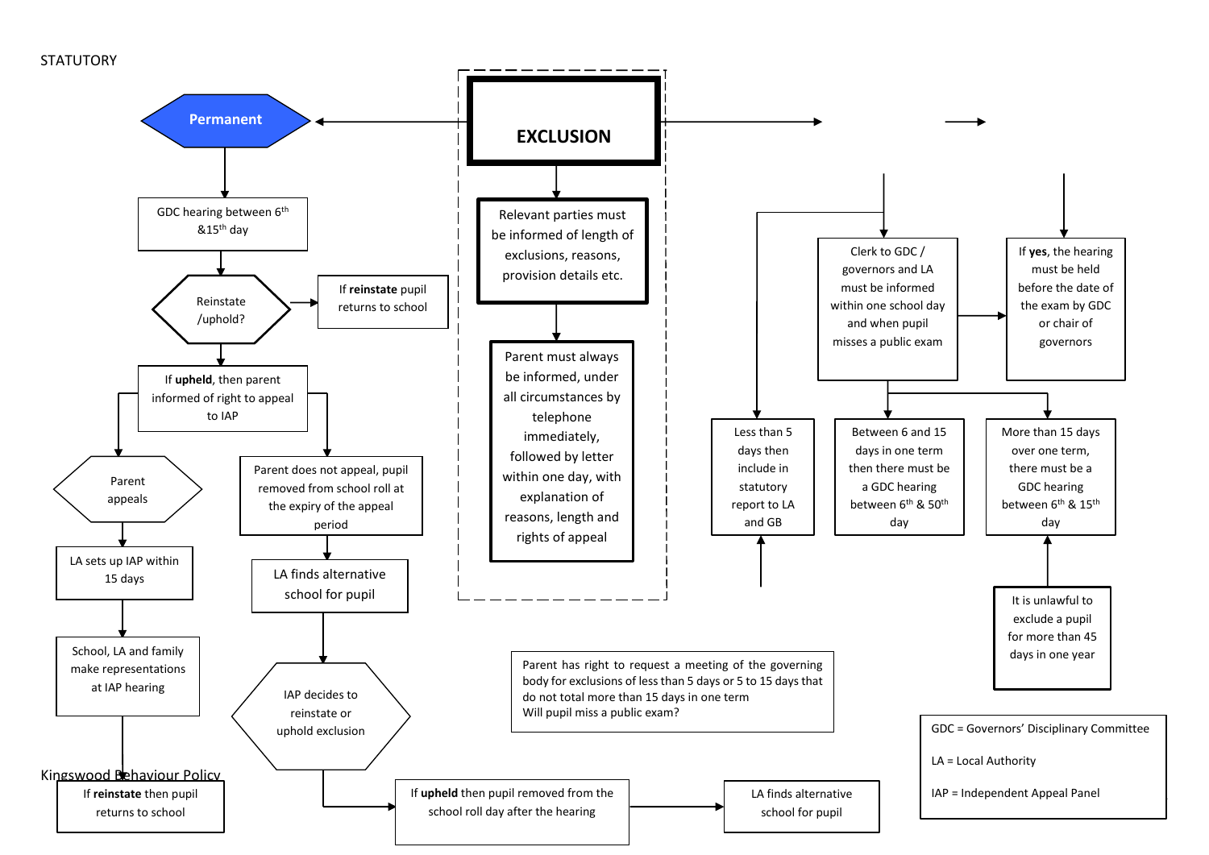STATUTORY

**EXCLUSION**

**Permanent**

GDC hearing between 6th &15th day

Reinstate /uphold?

If **reinstate** pupil returns to school

If **upheld**, then parent informed of right to appeal to IAP

Parent appeals

LA sets up IAP within 15 days

School, LA and family make representations at IAP hearing

If **reinstate** then pupil returns to school

Parent does not appeal, pupil removed from school roll at the expiry of the appeal period

LA finds alternative school for pupil

IAP decides to reinstate or uphold exclusion

If **upheld** then pupil removed from the school roll day after the hearing

LA finds alternative school for pupil

Relevant parties must be informed of length of exclusions, reasons, provision details etc.

Parent must always be informed, under all circumstances by telephone immediately, followed by letter within one day, with explanation of reasons, length and rights of appeal

Parent has right to request a meeting of the governing body for exclusions of less than 5 days or 5 to 15 days that do not total more than 15 days in one term
Will pupil miss a public exam?

Clerk to GDC / governors and LA must be informed within one school day and when pupil misses a public exam

If **yes**, the hearing must be held before the date of the exam by GDC or chair of governors

Less than 5 days then include in statutory report to LA and GB

Between 6 and 15 days in one term then there must be a GDC hearing between 6th & 50th day

More than 15 days over one term, there must be a GDC hearing between 6th & 15th day

It is unlawful to exclude a pupil for more than 45 days in one year

GDC = Governors' Disciplinary Committee

LA = Local Authority

IAP = Independent Appeal Panel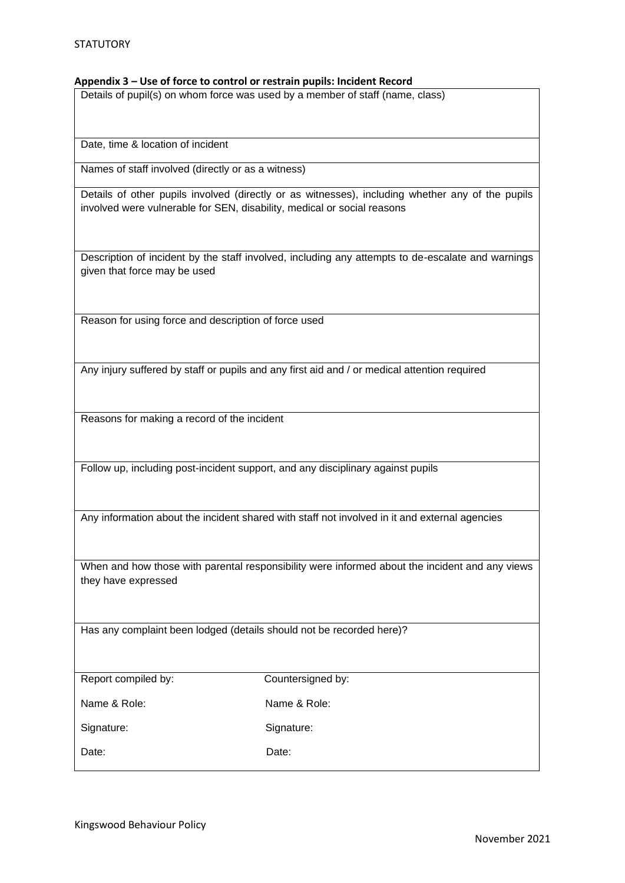**Appendix 3 – Use of force to control or restrain pupils: Incident Record**

| Details of pupil(s) on whom force was used by a member of staff (name, class) | |
|---|---|
| Date, time & location of incident | |
| Names of staff involved (directly or as a witness) | |
| Details of other pupils involved (directly or as witnesses), including whether any of the pupils involved were vulnerable for SEN, disability, medical or social reasons | |
| Description of incident by the staff involved, including any attempts to de-escalate and warnings given that force may be used | |
| Reason for using force and description of force used | |
| Any injury suffered by staff or pupils and any first aid and / or medical attention required | |
| Reasons for making a record of the incident | |
| Follow up, including post-incident support, and any disciplinary against pupils | |
| Any information about the incident shared with staff not involved in it and external agencies | |
| When and how those with parental responsibility were informed about the incident and any views they have expressed | |
| Has any complaint been lodged (details should not be recorded here)? | |
| Report compiled by: | Countersigned by: |
| Name & Role: | Name & Role: |
| Signature: | Signature: |
| Date: | Date: |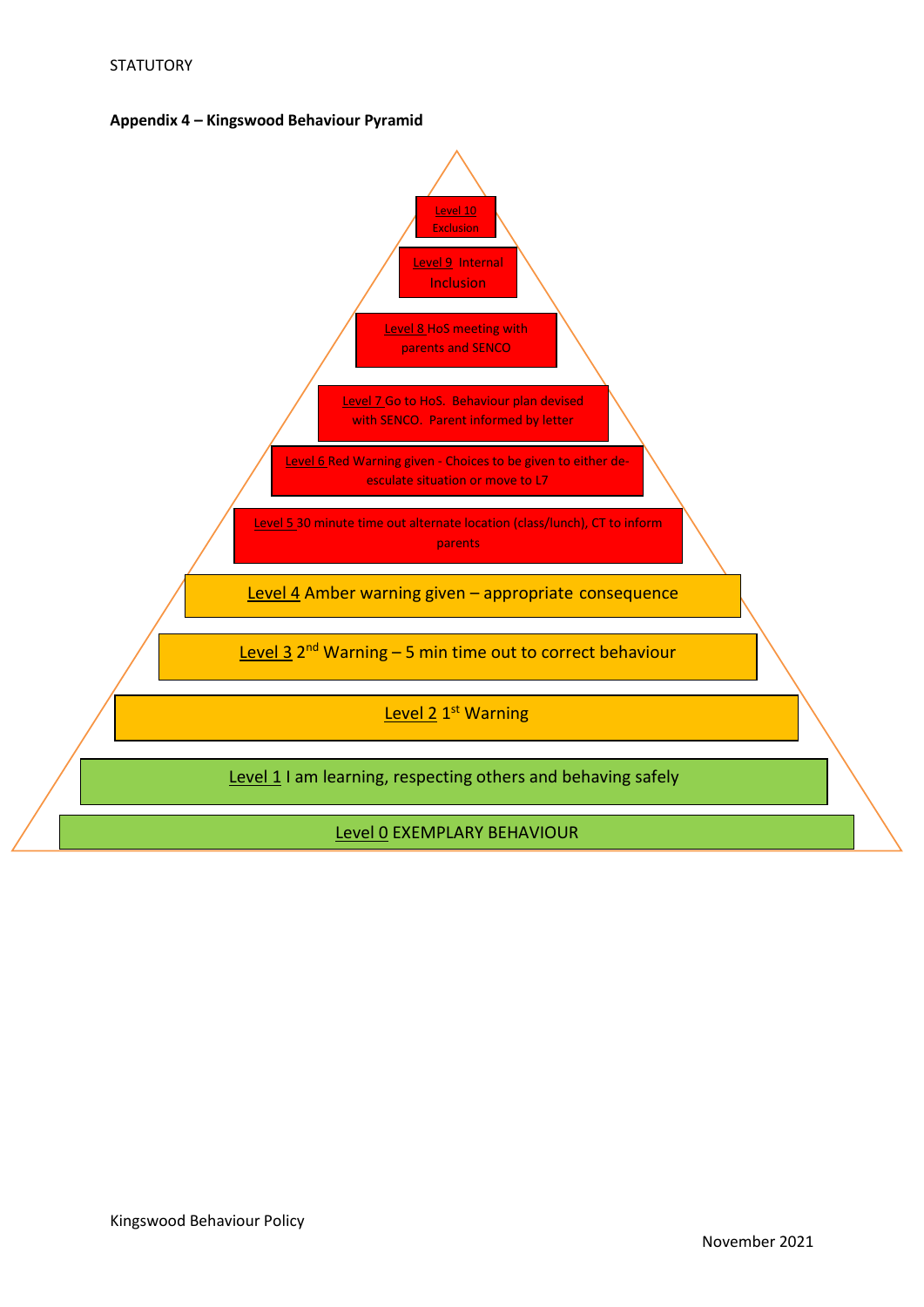STATUTORY

**Appendix 4 – Kingswood Behaviour Pyramid**

Level 10 Exclusion

Level 9 Internal Inclusion

Level 8 HoS meeting with parents and SENCO

Level 7 Go to HoS. Behaviour plan devised with SENCO. Parent informed by letter

Level 6 Red Warning given - Choices to be given to either de-esculate situation or move to L7

Level 5 30 minute time out alternate location (class/lunch), CT to inform parents

Level 4 Amber warning given – appropriate consequence

Level 3 2nd Warning – 5 min time out to correct behaviour

Level 2 1st Warning

Level 1 I am learning, respecting others and behaving safely

Level 0 EXEMPLARY BEHAVIOUR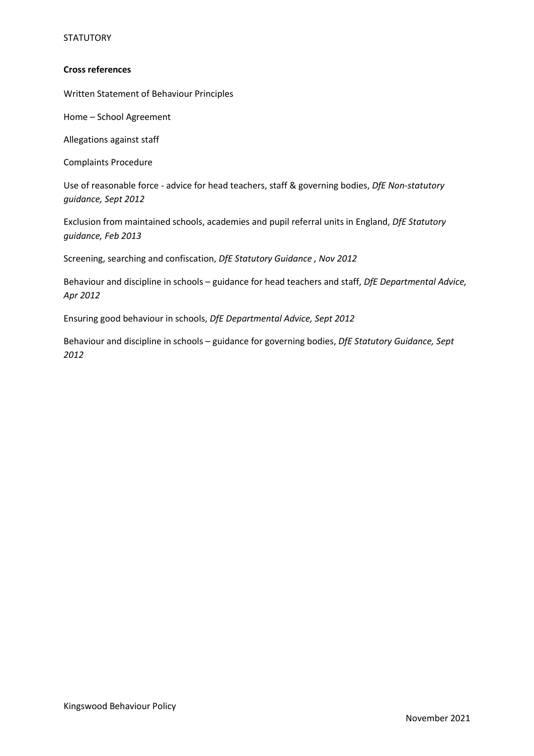**Cross references**

Written Statement of Behaviour Principles

Home – School Agreement

Allegations against staff

Complaints Procedure

Use of reasonable force - advice for head teachers, staff & governing bodies, *DfE Non-statutory guidance, Sept 2012*

Exclusion from maintained schools, academies and pupil referral units in England, *DfE Statutory guidance, Feb 2013*

Screening, searching and confiscation, *DfE Statutory Guidance , Nov 2012*

Behaviour and discipline in schools – guidance for head teachers and staff, *DfE Departmental Advice, Apr 2012*

Ensuring good behaviour in schools, *DfE Departmental Advice, Sept 2012*

Behaviour and discipline in schools – guidance for governing bodies, *DfE Statutory Guidance, Sept 2012*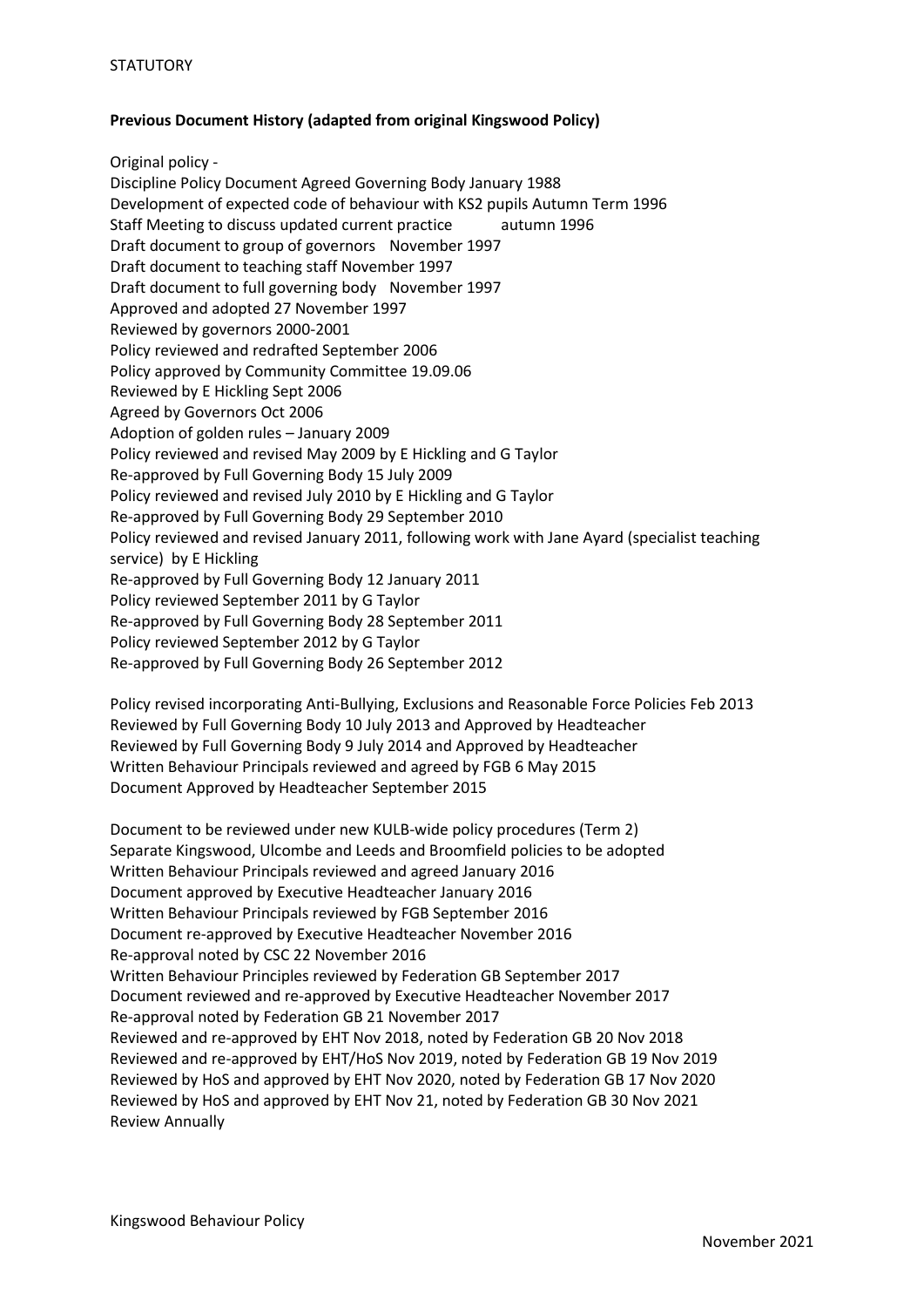STATUTORY

**Previous Document History (adapted from original Kingswood Policy)**

Original policy -
Discipline Policy Document Agreed Governing Body January 1988
Development of expected code of behaviour with KS2 pupils Autumn Term 1996
Staff Meeting to discuss updated current practice autumn 1996
Draft document to group of governors November 1997
Draft document to teaching staff November 1997
Draft document to full governing body November 1997
Approved and adopted 27 November 1997
Reviewed by governors 2000-2001
Policy reviewed and redrafted September 2006
Policy approved by Community Committee 19.09.06
Reviewed by E Hickling Sept 2006
Agreed by Governors Oct 2006
Adoption of golden rules – January 2009
Policy reviewed and revised May 2009 by E Hickling and G Taylor
Re-approved by Full Governing Body 15 July 2009
Policy reviewed and revised July 2010 by E Hickling and G Taylor
Re-approved by Full Governing Body 29 September 2010
Policy reviewed and revised January 2011, following work with Jane Ayard (specialist teaching service) by E Hickling
Re-approved by Full Governing Body 12 January 2011
Policy reviewed September 2011 by G Taylor
Re-approved by Full Governing Body 28 September 2011
Policy reviewed September 2012 by G Taylor
Re-approved by Full Governing Body 26 September 2012

Policy revised incorporating Anti-Bullying, Exclusions and Reasonable Force Policies Feb 2013
Reviewed by Full Governing Body 10 July 2013 and Approved by Headteacher
Reviewed by Full Governing Body 9 July 2014 and Approved by Headteacher
Written Behaviour Principals reviewed and agreed by FGB 6 May 2015
Document Approved by Headteacher September 2015

Document to be reviewed under new KULB-wide policy procedures (Term 2)
Separate Kingswood, Ulcombe and Leeds and Broomfield policies to be adopted
Written Behaviour Principals reviewed and agreed January 2016
Document approved by Executive Headteacher January 2016
Written Behaviour Principals reviewed by FGB September 2016
Document re-approved by Executive Headteacher November 2016
Re-approval noted by CSC 22 November 2016
Written Behaviour Principles reviewed by Federation GB September 2017
Document reviewed and re-approved by Executive Headteacher November 2017
Re-approval noted by Federation GB 21 November 2017
Reviewed and re-approved by EHT Nov 2018, noted by Federation GB 20 Nov 2018
Reviewed and re-approved by EHT/HoS Nov 2019, noted by Federation GB 19 Nov 2019
Reviewed by HoS and approved by EHT Nov 2020, noted by Federation GB 17 Nov 2020
Reviewed by HoS and approved by EHT Nov 21, noted by Federation GB 30 Nov 2021
Review Annually